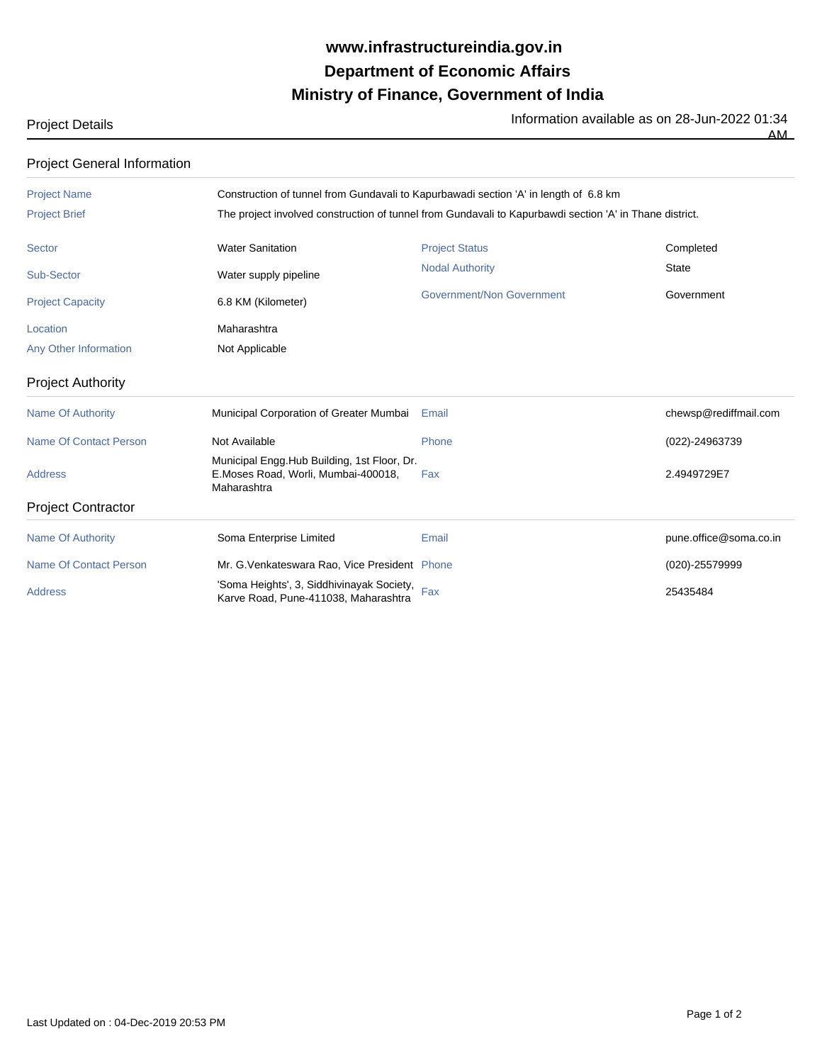**www.infrastructureindia.gov.in**

**Department of Economic Affairs**

**Ministry of Finance, Government of India**

Project Details

Information available as on 28-Jun-2022 01:34 AM

## Project General Information

| | | | |
|---|---|---|---|
| Project Name | Construction of tunnel from Gundavali to Kapurbawadi section 'A' in length of 6.8 km | | |
| Project Brief | The project involved construction of tunnel from Gundavali to Kapurbawdi section 'A' in Thane district. | | |
| Sector | Water Sanitation | Project Status | Completed |
| Sub-Sector | Water supply pipeline | Nodal Authority | State |
| Project Capacity | 6.8 KM (Kilometer) | Government/Non Government | Government |
| Location | Maharashtra | | |
| Any Other Information | Not Applicable | | |

## Project Authority

| | | | |
|---|---|---|---|
| Name Of Authority | Municipal Corporation of Greater Mumbai | Email | chewsp@rediffmail.com |
| Name Of Contact Person | Not Available | Phone | (022)-24963739 |
| Address | Municipal Engg.Hub Building, 1st Floor, Dr. E.Moses Road, Worli, Mumbai-400018, Maharashtra | Fax | 2.4949729E7 |

## Project Contractor

| | | | |
|---|---|---|---|
| Name Of Authority | Soma Enterprise Limited | Email | pune.office@soma.co.in |
| Name Of Contact Person | Mr. G.Venkateswara Rao, Vice President | Phone | (020)-25579999 |
| Address | 'Soma Heights', 3, Siddhivinayak Society, Karve Road, Pune-411038, Maharashtra | Fax | 25435484 |

Last Updated on : 04-Dec-2019 20:53 PM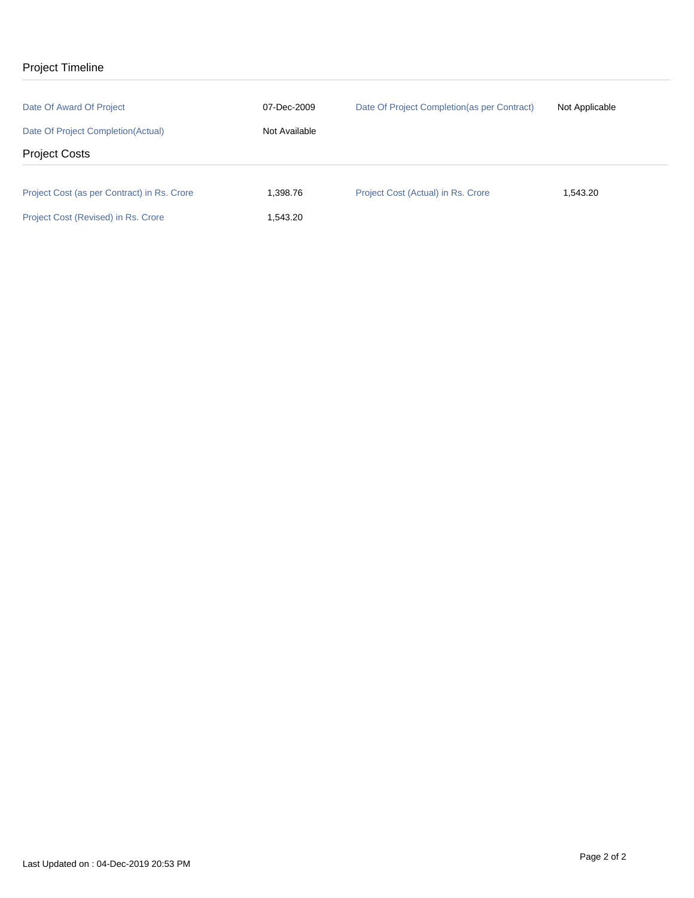## Project Timeline

| | | | |
|---|---|---|---|
| Date Of Award Of Project | 07-Dec-2009 | Date Of Project Completion(as per Contract) | Not Applicable |
| Date Of Project Completion(Actual) | Not Available | | |

## Project Costs

| | | | |
|---|---|---|---|
| Project Cost (as per Contract) in Rs. Crore | 1,398.76 | Project Cost (Actual) in Rs. Crore | 1,543.20 |
| Project Cost (Revised) in Rs. Crore | 1,543.20 | | |

Last Updated on : 04-Dec-2019 20:53 PM